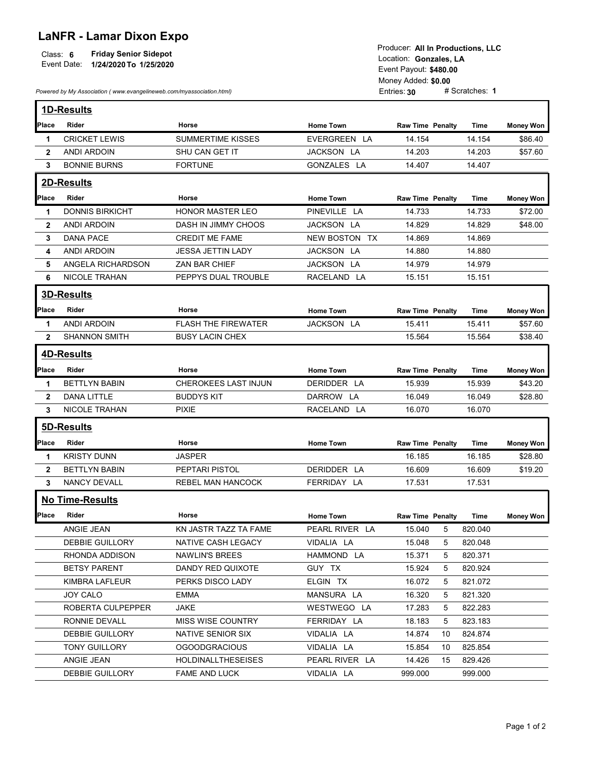# LaNFR - Lamar Dixon Expo

Class: **6** **Friday Senior Sidepot**
Event Date: **1/24/2020 To 1/25/2020**

Producer: **All In Productions, LLC**
Location: **Gonzales, LA**
Event Payout: **$480.00**
Money Added: **$0.00**
Entries: **30** # Scratches: **1**

*Powered by My Association ( www.evangelineweb.com/myassociation.html)*

## 1D-Results

| Place | Rider | Horse | Home Town | Raw Time | Penalty | Time | Money Won |
|---|---|---|---|---|---|---|---|
| 1 | CRICKET LEWIS | SUMMERTIME KISSES | EVERGREEN LA | 14.154 | | 14.154 | $86.40 |
| 2 | ANDI ARDOIN | SHU CAN GET IT | JACKSON LA | 14.203 | | 14.203 | $57.60 |
| 3 | BONNIE BURNS | FORTUNE | GONZALES LA | 14.407 | | 14.407 | |

## 2D-Results

| Place | Rider | Horse | Home Town | Raw Time | Penalty | Time | Money Won |
|---|---|---|---|---|---|---|---|
| 1 | DONNIS BIRKICHT | HONOR MASTER LEO | PINEVILLE LA | 14.733 | | 14.733 | $72.00 |
| 2 | ANDI ARDOIN | DASH IN JIMMY CHOOS | JACKSON LA | 14.829 | | 14.829 | $48.00 |
| 3 | DANA PACE | CREDIT ME FAME | NEW BOSTON TX | 14.869 | | 14.869 | |
| 4 | ANDI ARDOIN | JESSA JETTIN LADY | JACKSON LA | 14.880 | | 14.880 | |
| 5 | ANGELA RICHARDSON | ZAN BAR CHIEF | JACKSON LA | 14.979 | | 14.979 | |
| 6 | NICOLE TRAHAN | PEPPYS DUAL TROUBLE | RACELAND LA | 15.151 | | 15.151 | |

## 3D-Results

| Place | Rider | Horse | Home Town | Raw Time | Penalty | Time | Money Won |
|---|---|---|---|---|---|---|---|
| 1 | ANDI ARDOIN | FLASH THE FIREWATER | JACKSON LA | 15.411 | | 15.411 | $57.60 |
| 2 | SHANNON SMITH | BUSY LACIN CHEX | | 15.564 | | 15.564 | $38.40 |

## 4D-Results

| Place | Rider | Horse | Home Town | Raw Time | Penalty | Time | Money Won |
|---|---|---|---|---|---|---|---|
| 1 | BETTLYN BABIN | CHEROKEES LAST INJUN | DERIDDER LA | 15.939 | | 15.939 | $43.20 |
| 2 | DANA LITTLE | BUDDYS KIT | DARROW LA | 16.049 | | 16.049 | $28.80 |
| 3 | NICOLE TRAHAN | PIXIE | RACELAND LA | 16.070 | | 16.070 | |

## 5D-Results

| Place | Rider | Horse | Home Town | Raw Time | Penalty | Time | Money Won |
|---|---|---|---|---|---|---|---|
| 1 | KRISTY DUNN | JASPER | | 16.185 | | 16.185 | $28.80 |
| 2 | BETTLYN BABIN | PEPTARI PISTOL | DERIDDER LA | 16.609 | | 16.609 | $19.20 |
| 3 | NANCY DEVALL | REBEL MAN HANCOCK | FERRIDAY LA | 17.531 | | 17.531 | |

## No Time-Results

| Place | Rider | Horse | Home Town | Raw Time | Penalty | Time | Money Won |
|---|---|---|---|---|---|---|---|
| | ANGIE JEAN | KN JASTR TAZZ TA FAME | PEARL RIVER LA | 15.040 | 5 | 820.040 | |
| | DEBBIE GUILLORY | NATIVE CASH LEGACY | VIDALIA LA | 15.048 | 5 | 820.048 | |
| | RHONDA ADDISON | NAWLIN'S BREES | HAMMOND LA | 15.371 | 5 | 820.371 | |
| | BETSY PARENT | DANDY RED QUIXOTE | GUY TX | 15.924 | 5 | 820.924 | |
| | KIMBRA LAFLEUR | PERKS DISCO LADY | ELGIN TX | 16.072 | 5 | 821.072 | |
| | JOY CALO | EMMA | MANSURA LA | 16.320 | 5 | 821.320 | |
| | ROBERTA CULPEPPER | JAKE | WESTWEGO LA | 17.283 | 5 | 822.283 | |
| | RONNIE DEVALL | MISS WISE COUNTRY | FERRIDAY LA | 18.183 | 5 | 823.183 | |
| | DEBBIE GUILLORY | NATIVE SENIOR SIX | VIDALIA LA | 14.874 | 10 | 824.874 | |
| | TONY GUILLORY | OGOODGRACIOUS | VIDALIA LA | 15.854 | 10 | 825.854 | |
| | ANGIE JEAN | HOLDINALLTHESEISES | PEARL RIVER LA | 14.426 | 15 | 829.426 | |
| | DEBBIE GUILLORY | FAME AND LUCK | VIDALIA LA | 999.000 | | 999.000 | |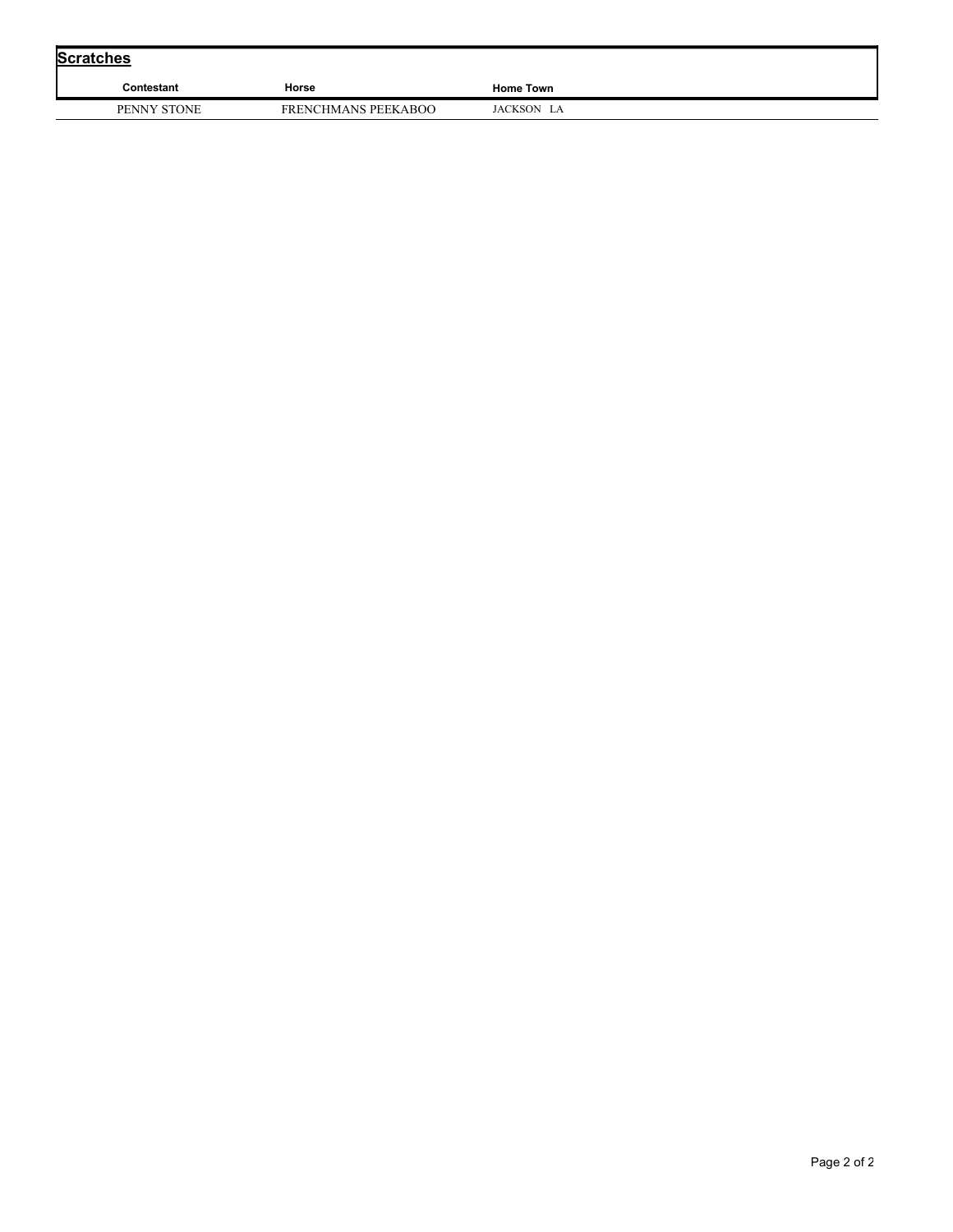## Scratches

| Contestant | Horse | Home Town |
|---|---|---|
| PENNY STONE | FRENCHMANS PEEKABOO | JACKSON LA |